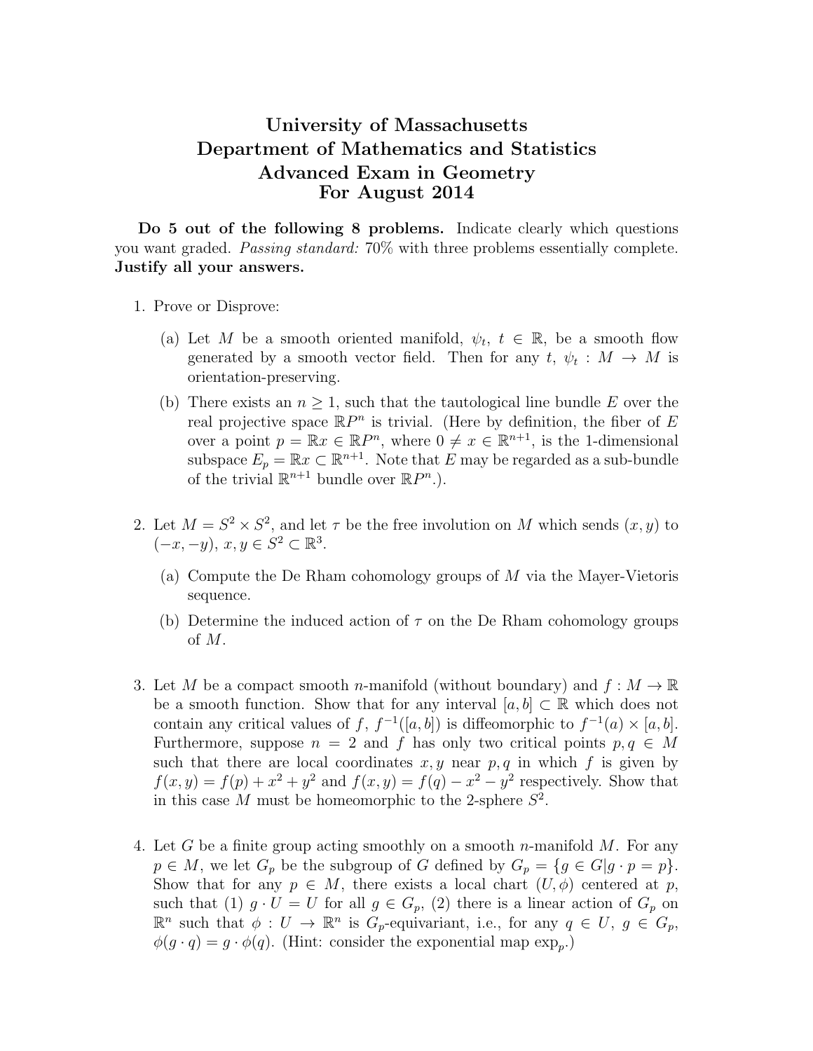# University of Massachusetts
# Department of Mathematics and Statistics
# Advanced Exam in Geometry
# For August 2014

**Do 5 out of the following 8 problems.** Indicate clearly which questions you want graded. *Passing standard:* 70% with three problems essentially complete. **Justify all your answers.**

1. Prove or Disprove:

   (a) Let $M$ be a smooth oriented manifold, $\psi_t$, $t \in \mathbb{R}$, be a smooth flow generated by a smooth vector field. Then for any $t$, $\psi_t : M \to M$ is orientation-preserving.

   (b) There exists an $n \geq 1$, such that the tautological line bundle $E$ over the real projective space $\mathbb{R}P^n$ is trivial. (Here by definition, the fiber of $E$ over a point $p = \mathbb{R}x \in \mathbb{R}P^n$, where $0 \neq x \in \mathbb{R}^{n+1}$, is the 1-dimensional subspace $E_p = \mathbb{R}x \subset \mathbb{R}^{n+1}$. Note that $E$ may be regarded as a sub-bundle of the trivial $\mathbb{R}^{n+1}$ bundle over $\mathbb{R}P^n$.).

2. Let $M = S^2 \times S^2$, and let $\tau$ be the free involution on $M$ which sends $(x, y)$ to $(-x, -y)$, $x, y \in S^2 \subset \mathbb{R}^3$.

   (a) Compute the De Rham cohomology groups of $M$ via the Mayer-Vietoris sequence.

   (b) Determine the induced action of $\tau$ on the De Rham cohomology groups of $M$.

3. Let $M$ be a compact smooth $n$-manifold (without boundary) and $f : M \to \mathbb{R}$ be a smooth function. Show that for any interval $[a, b] \subset \mathbb{R}$ which does not contain any critical values of $f$, $f^{-1}([a, b])$ is diffeomorphic to $f^{-1}(a) \times [a, b]$. Furthermore, suppose $n = 2$ and $f$ has only two critical points $p, q \in M$ such that there are local coordinates $x, y$ near $p, q$ in which $f$ is given by $f(x, y) = f(p) + x^2 + y^2$ and $f(x, y) = f(q) - x^2 - y^2$ respectively. Show that in this case $M$ must be homeomorphic to the 2-sphere $S^2$.

4. Let $G$ be a finite group acting smoothly on a smooth $n$-manifold $M$. For any $p \in M$, we let $G_p$ be the subgroup of $G$ defined by $G_p = \{g \in G | g \cdot p = p\}$. Show that for any $p \in M$, there exists a local chart $(U, \phi)$ centered at $p$, such that (1) $g \cdot U = U$ for all $g \in G_p$, (2) there is a linear action of $G_p$ on $\mathbb{R}^n$ such that $\phi : U \to \mathbb{R}^n$ is $G_p$-equivariant, i.e., for any $q \in U$, $g \in G_p$, $\phi(g \cdot q) = g \cdot \phi(q)$. (Hint: consider the exponential map $\exp_p$.)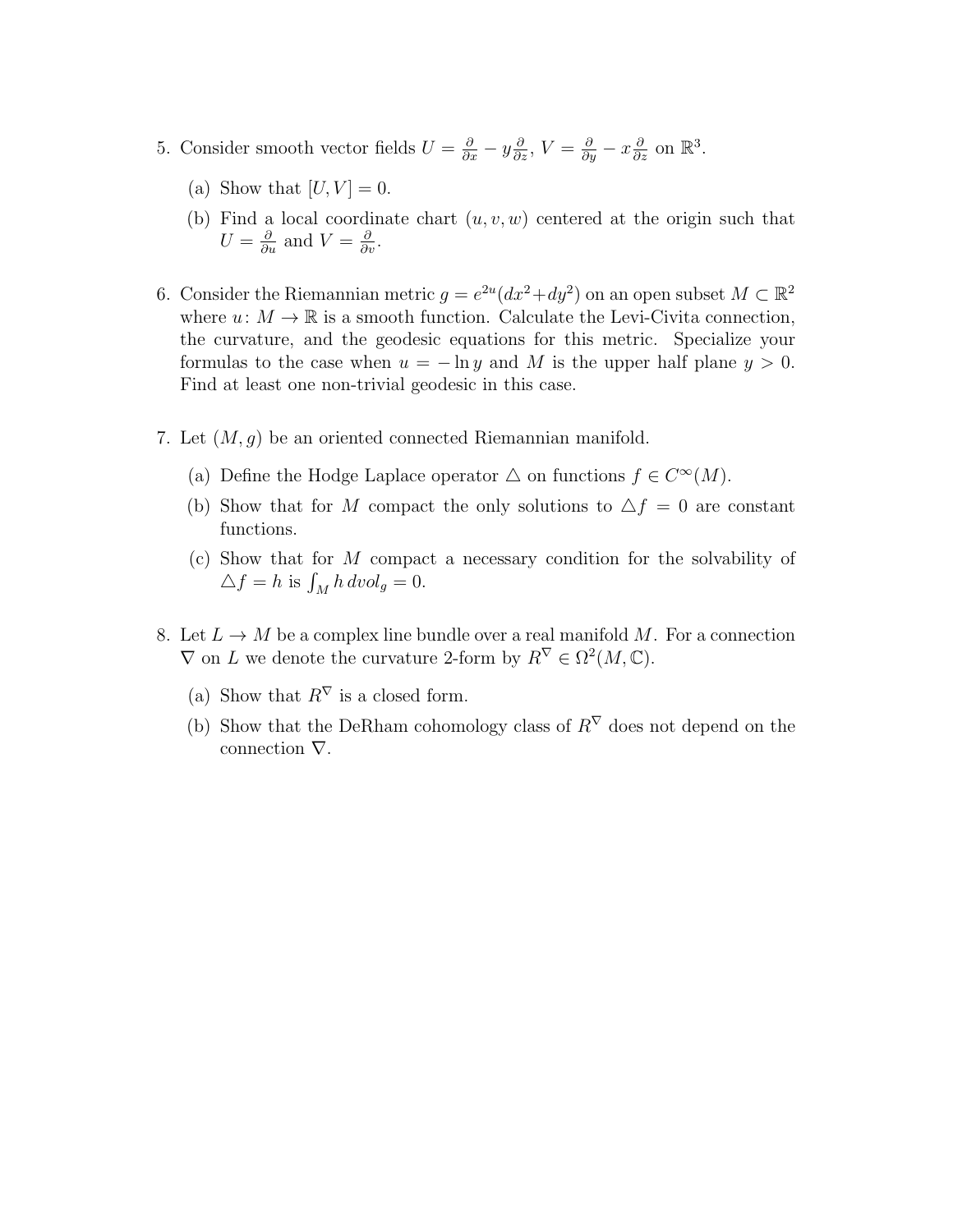5. Consider smooth vector fields $U = \frac{\partial}{\partial x} - y\frac{\partial}{\partial z}$, $V = \frac{\partial}{\partial y} - x\frac{\partial}{\partial z}$ on $\mathbb{R}^3$.

   (a) Show that $[U, V] = 0$.

   (b) Find a local coordinate chart $(u, v, w)$ centered at the origin such that $U = \frac{\partial}{\partial u}$ and $V = \frac{\partial}{\partial v}$.

6. Consider the Riemannian metric $g = e^{2u}(dx^2 + dy^2)$ on an open subset $M \subset \mathbb{R}^2$ where $u \colon M \to \mathbb{R}$ is a smooth function. Calculate the Levi-Civita connection, the curvature, and the geodesic equations for this metric. Specialize your formulas to the case when $u = -\ln y$ and $M$ is the upper half plane $y > 0$. Find at least one non-trivial geodesic in this case.

7. Let $(M, g)$ be an oriented connected Riemannian manifold.

   (a) Define the Hodge Laplace operator $\triangle$ on functions $f \in C^\infty(M)$.

   (b) Show that for $M$ compact the only solutions to $\triangle f = 0$ are constant functions.

   (c) Show that for $M$ compact a necessary condition for the solvability of $\triangle f = h$ is $\int_M h \, dvol_g = 0$.

8. Let $L \to M$ be a complex line bundle over a real manifold $M$. For a connection $\nabla$ on $L$ we denote the curvature 2-form by $R^\nabla \in \Omega^2(M, \mathbb{C})$.

   (a) Show that $R^\nabla$ is a closed form.

   (b) Show that the DeRham cohomology class of $R^\nabla$ does not depend on the connection $\nabla$.